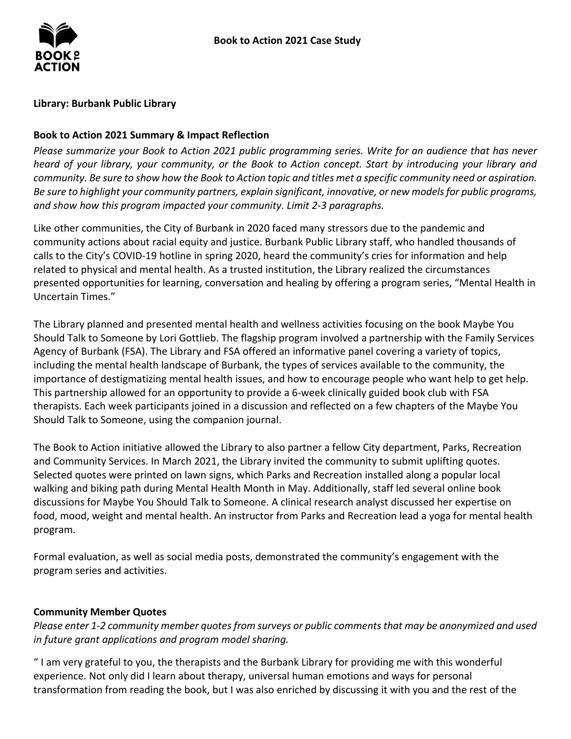# Book to Action 2021 Case Study

**Library: Burbank Public Library**

**Book to Action 2021 Summary & Impact Reflection**

*Please summarize your Book to Action 2021 public programming series. Write for an audience that has never heard of your library, your community, or the Book to Action concept. Start by introducing your library and community. Be sure to show how the Book to Action topic and titles met a specific community need or aspiration. Be sure to highlight your community partners, explain significant, innovative, or new models for public programs, and show how this program impacted your community. Limit 2-3 paragraphs.*

Like other communities, the City of Burbank in 2020 faced many stressors due to the pandemic and community actions about racial equity and justice. Burbank Public Library staff, who handled thousands of calls to the City's COVID-19 hotline in spring 2020, heard the community's cries for information and help related to physical and mental health. As a trusted institution, the Library realized the circumstances presented opportunities for learning, conversation and healing by offering a program series, "Mental Health in Uncertain Times."

The Library planned and presented mental health and wellness activities focusing on the book Maybe You Should Talk to Someone by Lori Gottlieb. The flagship program involved a partnership with the Family Services Agency of Burbank (FSA). The Library and FSA offered an informative panel covering a variety of topics, including the mental health landscape of Burbank, the types of services available to the community, the importance of destigmatizing mental health issues, and how to encourage people who want help to get help. This partnership allowed for an opportunity to provide a 6-week clinically guided book club with FSA therapists. Each week participants joined in a discussion and reflected on a few chapters of the Maybe You Should Talk to Someone, using the companion journal.

The Book to Action initiative allowed the Library to also partner a fellow City department, Parks, Recreation and Community Services. In March 2021, the Library invited the community to submit uplifting quotes. Selected quotes were printed on lawn signs, which Parks and Recreation installed along a popular local walking and biking path during Mental Health Month in May. Additionally, staff led several online book discussions for Maybe You Should Talk to Someone. A clinical research analyst discussed her expertise on food, mood, weight and mental health. An instructor from Parks and Recreation lead a yoga for mental health program.

Formal evaluation, as well as social media posts, demonstrated the community's engagement with the program series and activities.

**Community Member Quotes**

*Please enter 1-2 community member quotes from surveys or public comments that may be anonymized and used in future grant applications and program model sharing.*

" I am very grateful to you, the therapists and the Burbank Library for providing me with this wonderful experience. Not only did I learn about therapy, universal human emotions and ways for personal transformation from reading the book, but I was also enriched by discussing it with you and the rest of the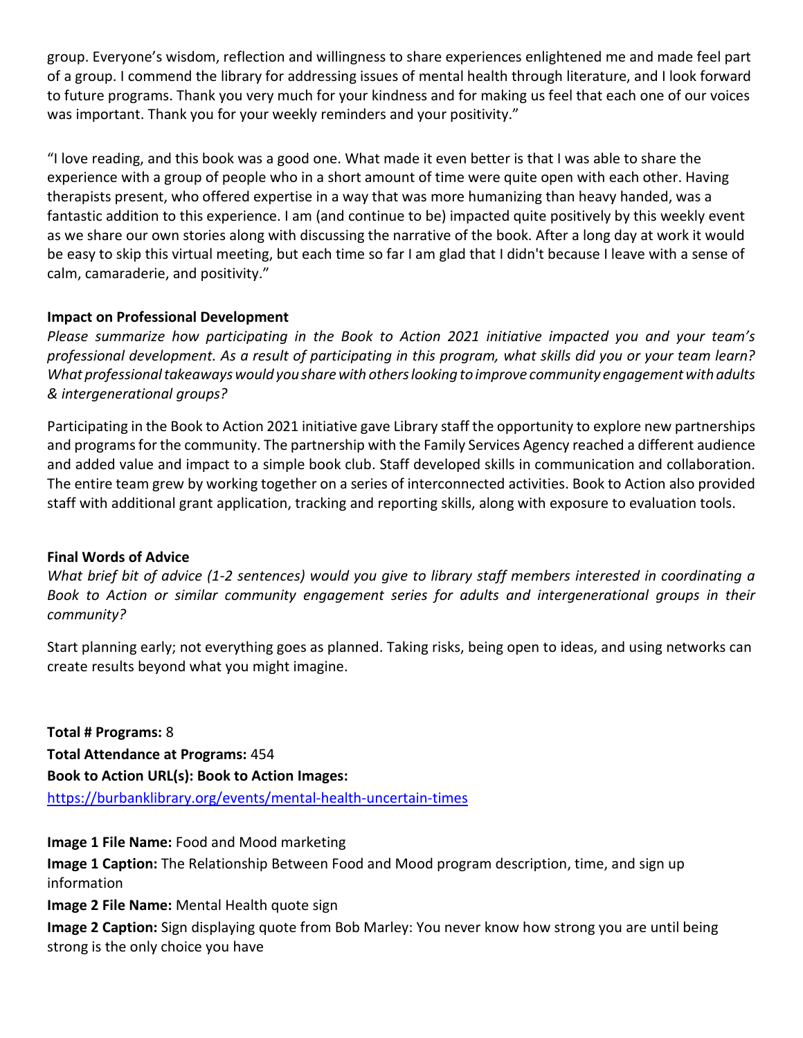group. Everyone's wisdom, reflection and willingness to share experiences enlightened me and made feel part of a group. I commend the library for addressing issues of mental health through literature, and I look forward to future programs. Thank you very much for your kindness and for making us feel that each one of our voices was important. Thank you for your weekly reminders and your positivity."

"I love reading, and this book was a good one. What made it even better is that I was able to share the experience with a group of people who in a short amount of time were quite open with each other. Having therapists present, who offered expertise in a way that was more humanizing than heavy handed, was a fantastic addition to this experience. I am (and continue to be) impacted quite positively by this weekly event as we share our own stories along with discussing the narrative of the book. After a long day at work it would be easy to skip this virtual meeting, but each time so far I am glad that I didn't because I leave with a sense of calm, camaraderie, and positivity."

**Impact on Professional Development**

*Please summarize how participating in the Book to Action 2021 initiative impacted you and your team's professional development. As a result of participating in this program, what skills did you or your team learn? What professional takeaways would you share with others looking to improve community engagement with adults & intergenerational groups?*

Participating in the Book to Action 2021 initiative gave Library staff the opportunity to explore new partnerships and programs for the community. The partnership with the Family Services Agency reached a different audience and added value and impact to a simple book club. Staff developed skills in communication and collaboration. The entire team grew by working together on a series of interconnected activities. Book to Action also provided staff with additional grant application, tracking and reporting skills, along with exposure to evaluation tools.

**Final Words of Advice**

*What brief bit of advice (1-2 sentences) would you give to library staff members interested in coordinating a Book to Action or similar community engagement series for adults and intergenerational groups in their community?*

Start planning early; not everything goes as planned. Taking risks, being open to ideas, and using networks can create results beyond what you might imagine.

**Total # Programs:** 8

**Total Attendance at Programs:** 454

**Book to Action URL(s): Book to Action Images:**
https://burbanklibrary.org/events/mental-health-uncertain-times

**Image 1 File Name:** Food and Mood marketing

**Image 1 Caption:** The Relationship Between Food and Mood program description, time, and sign up information

**Image 2 File Name:** Mental Health quote sign

**Image 2 Caption:** Sign displaying quote from Bob Marley: You never know how strong you are until being strong is the only choice you have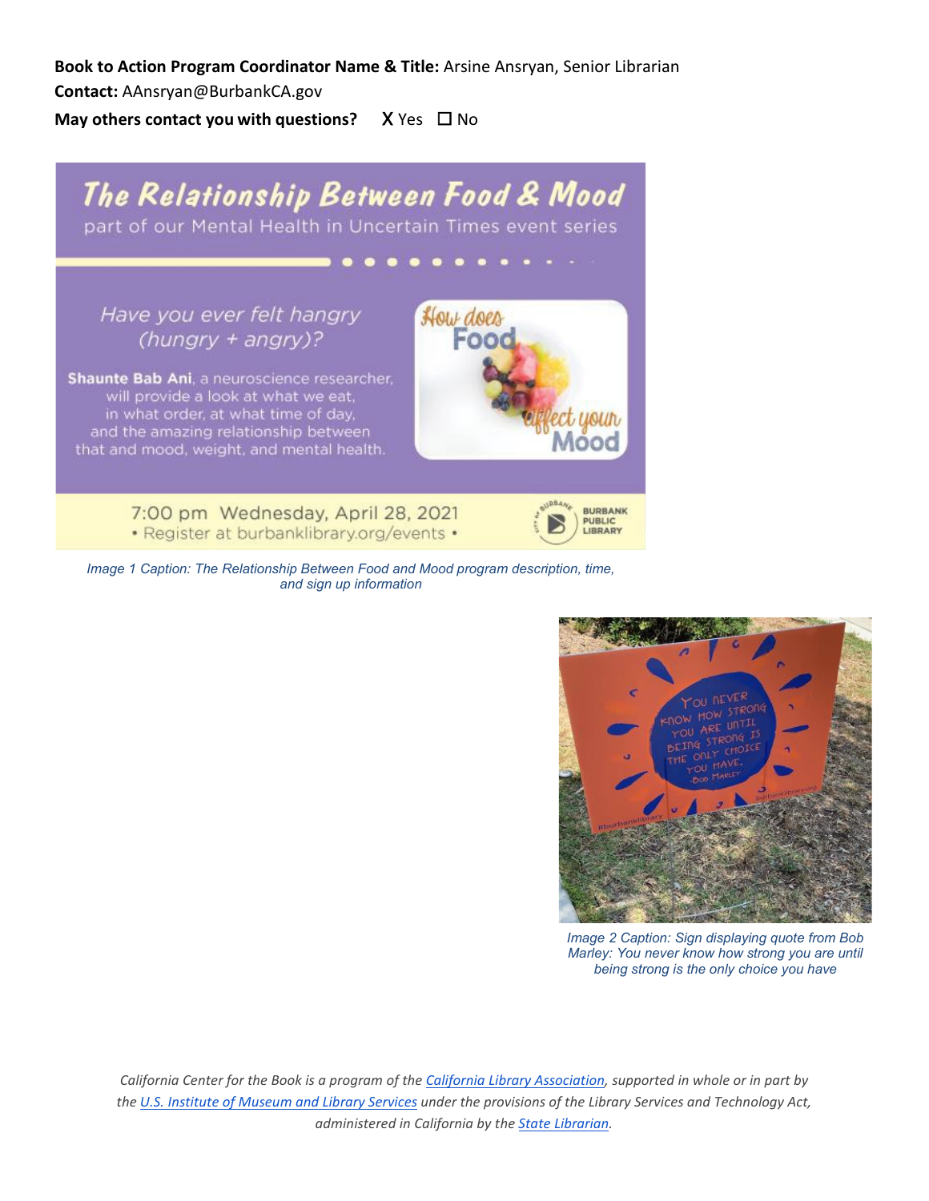**Book to Action Program Coordinator Name & Title:** Arsine Ansryan, Senior Librarian

**Contact:** AAnsryan@BurbankCA.gov

**May others contact you with questions?** X Yes ☐ No

*Image 1 Caption: The Relationship Between Food and Mood program description, time, and sign up information*

*Image 2 Caption: Sign displaying quote from Bob Marley: You never know how strong you are until being strong is the only choice you have*

*California Center for the Book is a program of the [California Library Association](), supported in whole or in part by the [U.S. Institute of Museum and Library Services]() under the provisions of the Library Services and Technology Act, administered in California by the [State Librarian]().*